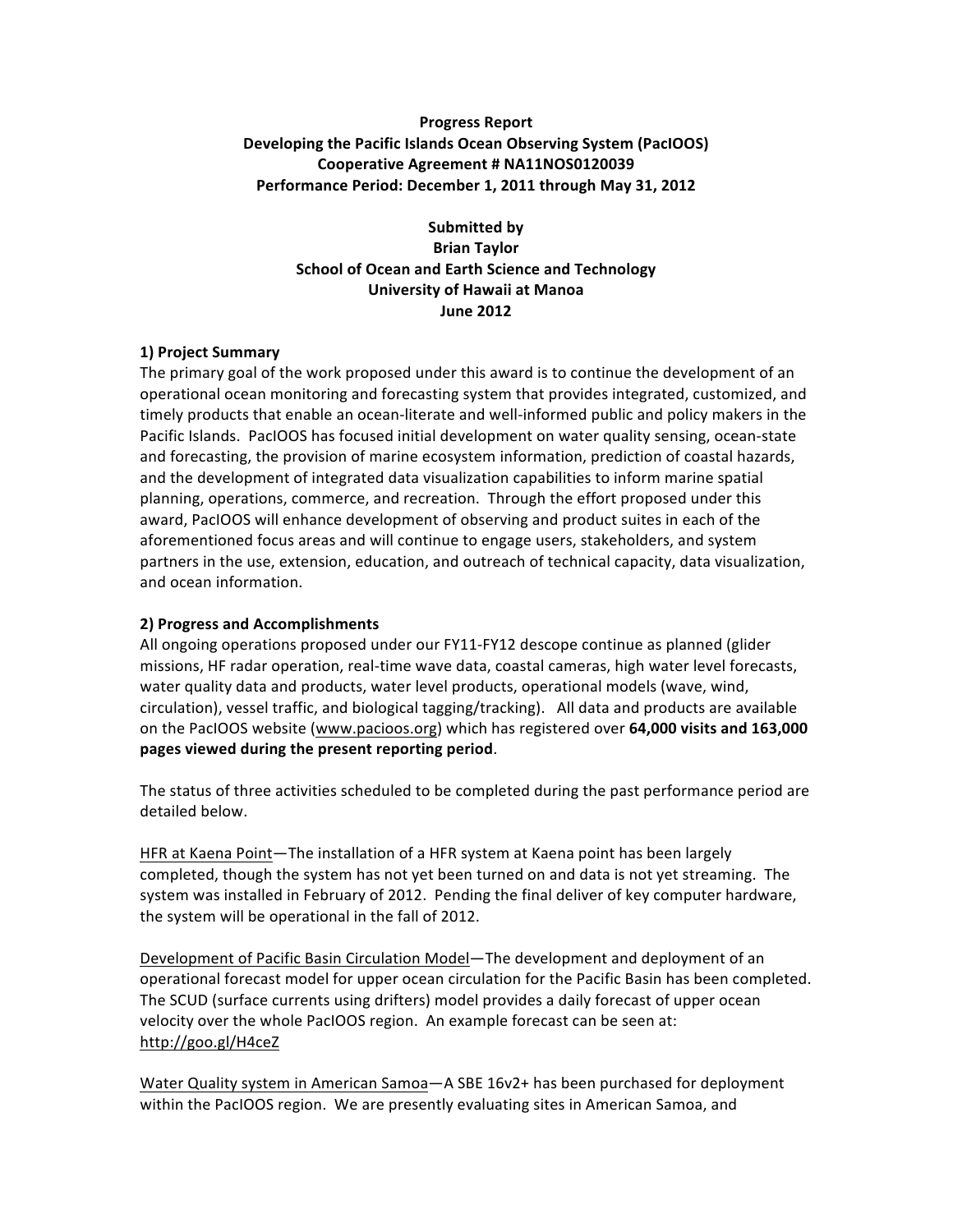**Progress Report**
**Developing the Pacific Islands Ocean Observing System (PacIOOS)**
**Cooperative Agreement # NA11NOS0120039**
**Performance Period: December 1, 2011 through May 31, 2012**

**Submitted by**
**Brian Taylor**
**School of Ocean and Earth Science and Technology**
**University of Hawaii at Manoa**
**June 2012**

## 1) Project Summary

The primary goal of the work proposed under this award is to continue the development of an operational ocean monitoring and forecasting system that provides integrated, customized, and timely products that enable an ocean-literate and well-informed public and policy makers in the Pacific Islands. PacIOOS has focused initial development on water quality sensing, ocean-state and forecasting, the provision of marine ecosystem information, prediction of coastal hazards, and the development of integrated data visualization capabilities to inform marine spatial planning, operations, commerce, and recreation. Through the effort proposed under this award, PacIOOS will enhance development of observing and product suites in each of the aforementioned focus areas and will continue to engage users, stakeholders, and system partners in the use, extension, education, and outreach of technical capacity, data visualization, and ocean information.

## 2) Progress and Accomplishments

All ongoing operations proposed under our FY11-FY12 descope continue as planned (glider missions, HF radar operation, real-time wave data, coastal cameras, high water level forecasts, water quality data and products, water level products, operational models (wave, wind, circulation), vessel traffic, and biological tagging/tracking). All data and products are available on the PacIOOS website (www.pacioos.org) which has registered over **64,000 visits and 163,000 pages viewed during the present reporting period**.

The status of three activities scheduled to be completed during the past performance period are detailed below.

HFR at Kaena Point—The installation of a HFR system at Kaena point has been largely completed, though the system has not yet been turned on and data is not yet streaming. The system was installed in February of 2012. Pending the final deliver of key computer hardware, the system will be operational in the fall of 2012.

Development of Pacific Basin Circulation Model—The development and deployment of an operational forecast model for upper ocean circulation for the Pacific Basin has been completed. The SCUD (surface currents using drifters) model provides a daily forecast of upper ocean velocity over the whole PacIOOS region. An example forecast can be seen at: http://goo.gl/H4ceZ

Water Quality system in American Samoa—A SBE 16v2+ has been purchased for deployment within the PacIOOS region. We are presently evaluating sites in American Samoa, and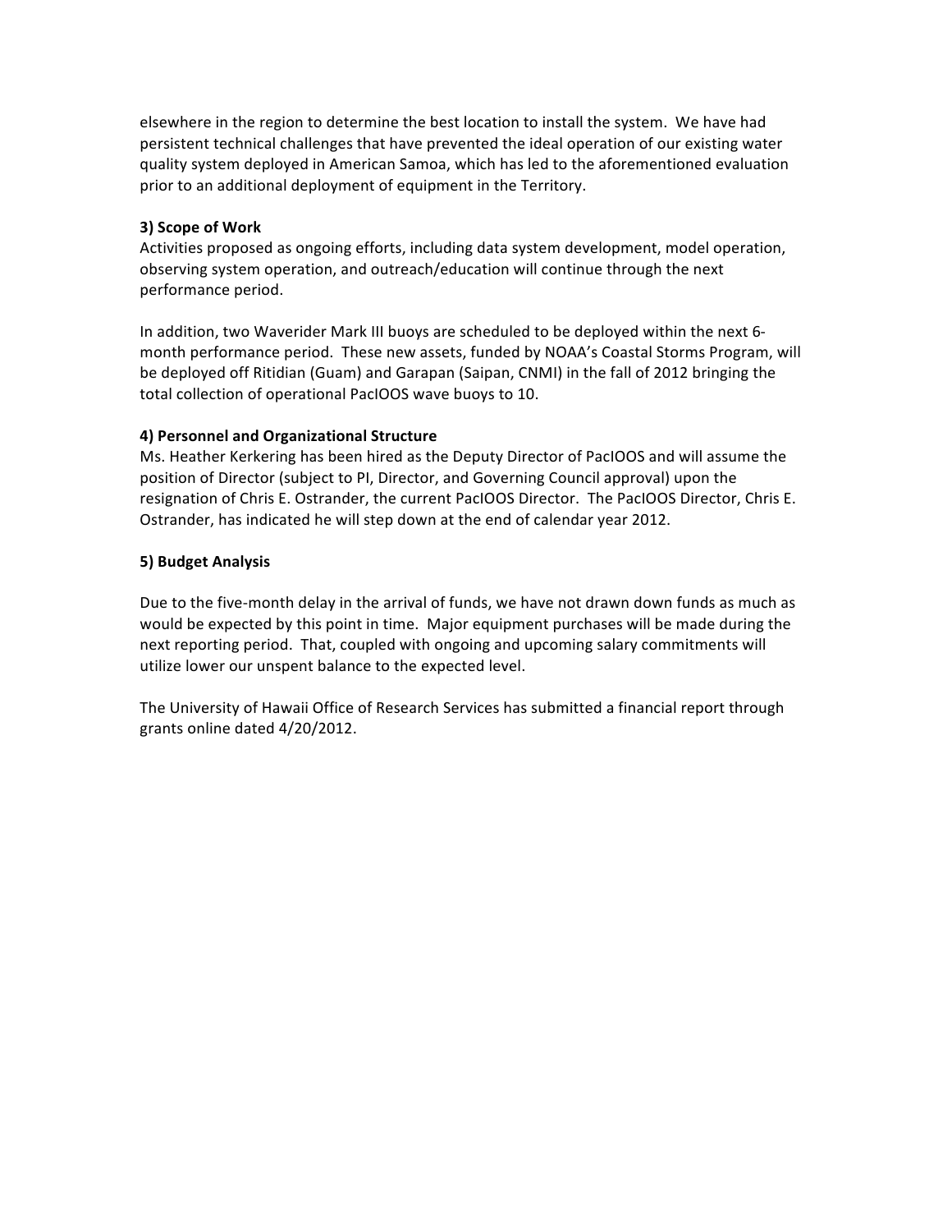elsewhere in the region to determine the best location to install the system. We have had persistent technical challenges that have prevented the ideal operation of our existing water quality system deployed in American Samoa, which has led to the aforementioned evaluation prior to an additional deployment of equipment in the Territory.

**3) Scope of Work**

Activities proposed as ongoing efforts, including data system development, model operation, observing system operation, and outreach/education will continue through the next performance period.

In addition, two Waverider Mark III buoys are scheduled to be deployed within the next 6-month performance period. These new assets, funded by NOAA's Coastal Storms Program, will be deployed off Ritidian (Guam) and Garapan (Saipan, CNMI) in the fall of 2012 bringing the total collection of operational PacIOOS wave buoys to 10.

**4) Personnel and Organizational Structure**

Ms. Heather Kerkering has been hired as the Deputy Director of PacIOOS and will assume the position of Director (subject to PI, Director, and Governing Council approval) upon the resignation of Chris E. Ostrander, the current PacIOOS Director. The PacIOOS Director, Chris E. Ostrander, has indicated he will step down at the end of calendar year 2012.

**5) Budget Analysis**

Due to the five-month delay in the arrival of funds, we have not drawn down funds as much as would be expected by this point in time. Major equipment purchases will be made during the next reporting period. That, coupled with ongoing and upcoming salary commitments will utilize lower our unspent balance to the expected level.

The University of Hawaii Office of Research Services has submitted a financial report through grants online dated 4/20/2012.